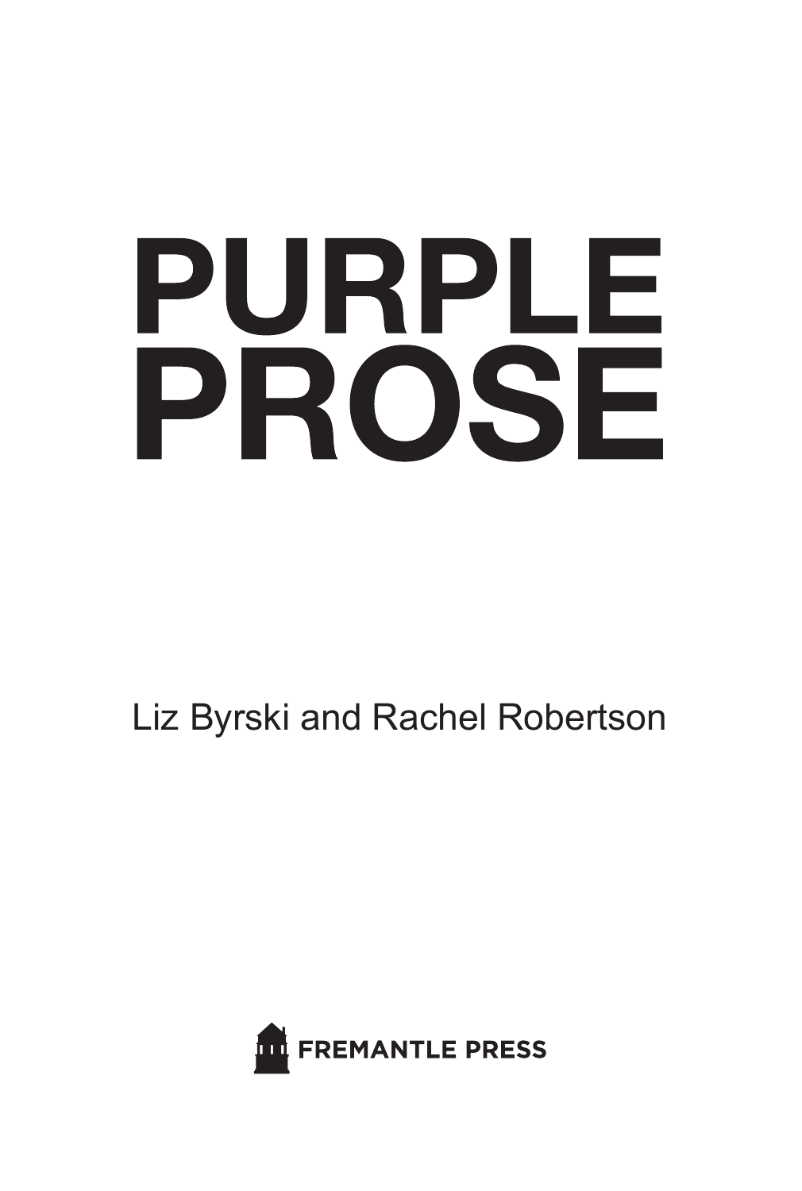# PURPLE PROSE

Liz Byrski and Rachel Robertson

FREMANTLE PRESS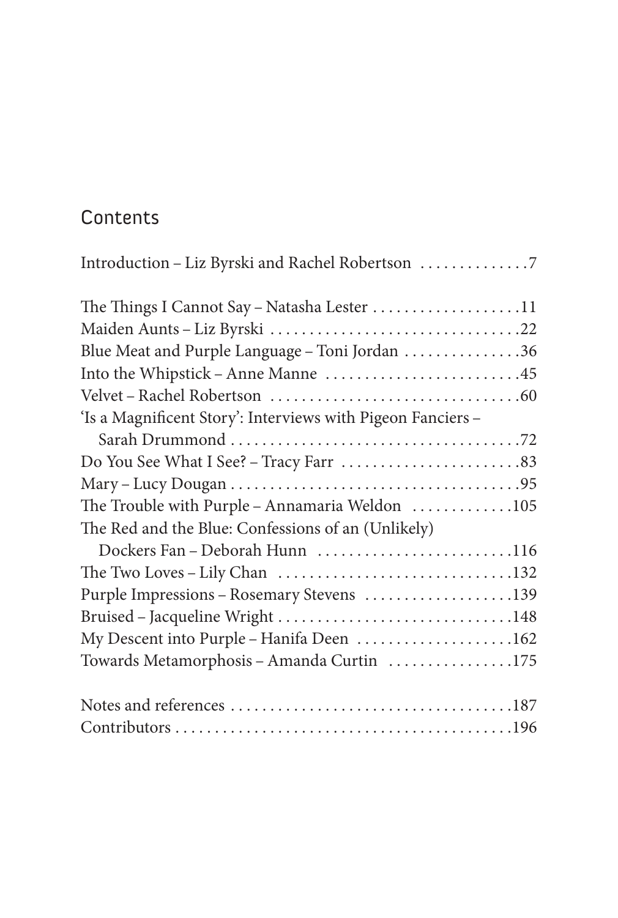## Contents

Introduction – Liz Byrski and Rachel Robertson .............7

The Things I Cannot Say – Natasha Lester ....................11
Maiden Aunts – Liz Byrski ....................................22
Blue Meat and Purple Language – Toni Jordan ...............36
Into the Whipstick – Anne Manne ..............................45
Velvet – Rachel Robertson .......................................60
'Is a Magnificent Story': Interviews with Pigeon Fanciers – Sarah Drummond .......................................72
Do You See What I See? – Tracy Farr .........................83
Mary – Lucy Dougan .............................................95
The Trouble with Purple – Annamaria Weldon ...............105
The Red and the Blue: Confessions of an (Unlikely) Dockers Fan – Deborah Hunn ............................116
The Two Loves – Lily Chan ......................................132
Purple Impressions – Rosemary Stevens ......................139
Bruised – Jacqueline Wright .....................................148
My Descent into Purple – Hanifa Deen .......................162
Towards Metamorphosis – Amanda Curtin ....................175

Notes and references ............................................187
Contributors .......................................................196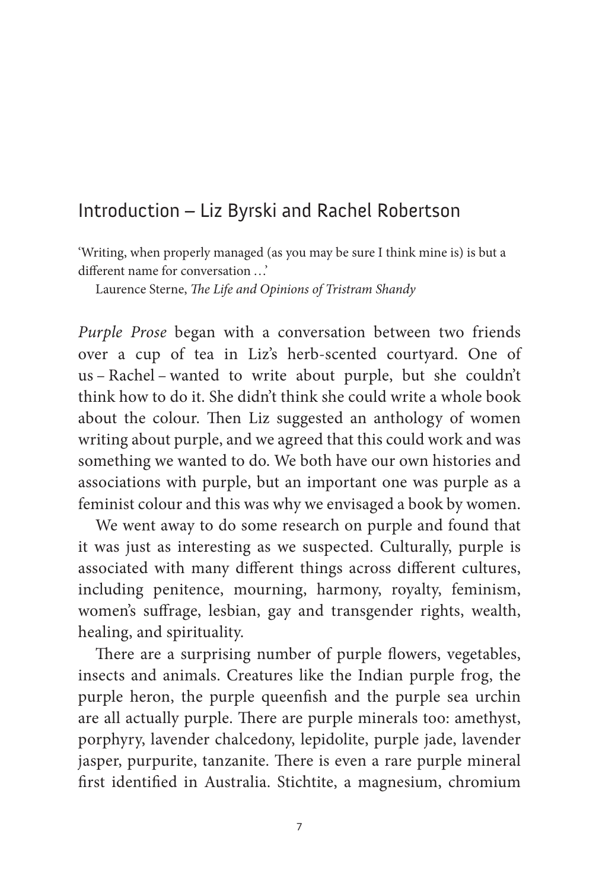## Introduction – Liz Byrski and Rachel Robertson

'Writing, when properly managed (as you may be sure I think mine is) is but a different name for conversation …'

Laurence Sterne, *The Life and Opinions of Tristram Shandy*

*Purple Prose* began with a conversation between two friends over a cup of tea in Liz's herb-scented courtyard. One of us – Rachel – wanted to write about purple, but she couldn't think how to do it. She didn't think she could write a whole book about the colour. Then Liz suggested an anthology of women writing about purple, and we agreed that this could work and was something we wanted to do. We both have our own histories and associations with purple, but an important one was purple as a feminist colour and this was why we envisaged a book by women.

We went away to do some research on purple and found that it was just as interesting as we suspected. Culturally, purple is associated with many different things across different cultures, including penitence, mourning, harmony, royalty, feminism, women's suffrage, lesbian, gay and transgender rights, wealth, healing, and spirituality.

There are a surprising number of purple flowers, vegetables, insects and animals. Creatures like the Indian purple frog, the purple heron, the purple queenfish and the purple sea urchin are all actually purple. There are purple minerals too: amethyst, porphyry, lavender chalcedony, lepidolite, purple jade, lavender jasper, purpurite, tanzanite. There is even a rare purple mineral first identified in Australia. Stichtite, a magnesium, chromium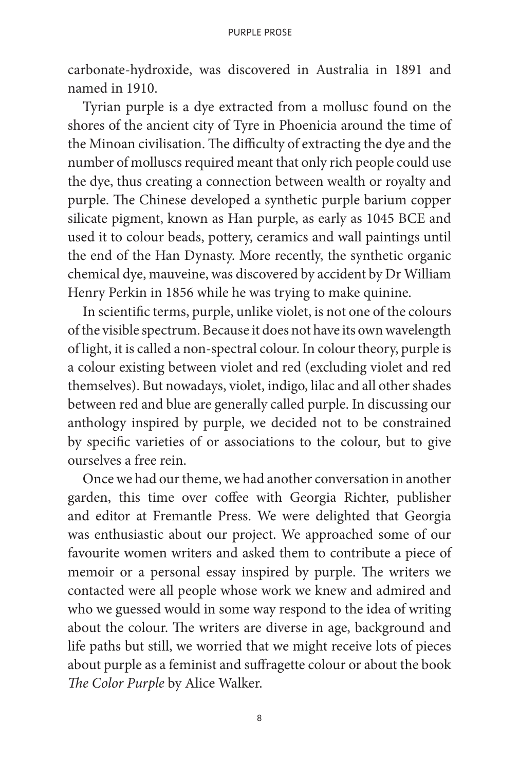carbonate-hydroxide, was discovered in Australia in 1891 and named in 1910.

Tyrian purple is a dye extracted from a mollusc found on the shores of the ancient city of Tyre in Phoenicia around the time of the Minoan civilisation. The difficulty of extracting the dye and the number of molluscs required meant that only rich people could use the dye, thus creating a connection between wealth or royalty and purple. The Chinese developed a synthetic purple barium copper silicate pigment, known as Han purple, as early as 1045 BCE and used it to colour beads, pottery, ceramics and wall paintings until the end of the Han Dynasty. More recently, the synthetic organic chemical dye, mauveine, was discovered by accident by Dr William Henry Perkin in 1856 while he was trying to make quinine.

In scientific terms, purple, unlike violet, is not one of the colours of the visible spectrum. Because it does not have its own wavelength of light, it is called a non-spectral colour. In colour theory, purple is a colour existing between violet and red (excluding violet and red themselves). But nowadays, violet, indigo, lilac and all other shades between red and blue are generally called purple. In discussing our anthology inspired by purple, we decided not to be constrained by specific varieties of or associations to the colour, but to give ourselves a free rein.

Once we had our theme, we had another conversation in another garden, this time over coffee with Georgia Richter, publisher and editor at Fremantle Press. We were delighted that Georgia was enthusiastic about our project. We approached some of our favourite women writers and asked them to contribute a piece of memoir or a personal essay inspired by purple. The writers we contacted were all people whose work we knew and admired and who we guessed would in some way respond to the idea of writing about the colour. The writers are diverse in age, background and life paths but still, we worried that we might receive lots of pieces about purple as a feminist and suffragette colour or about the book *The Color Purple* by Alice Walker.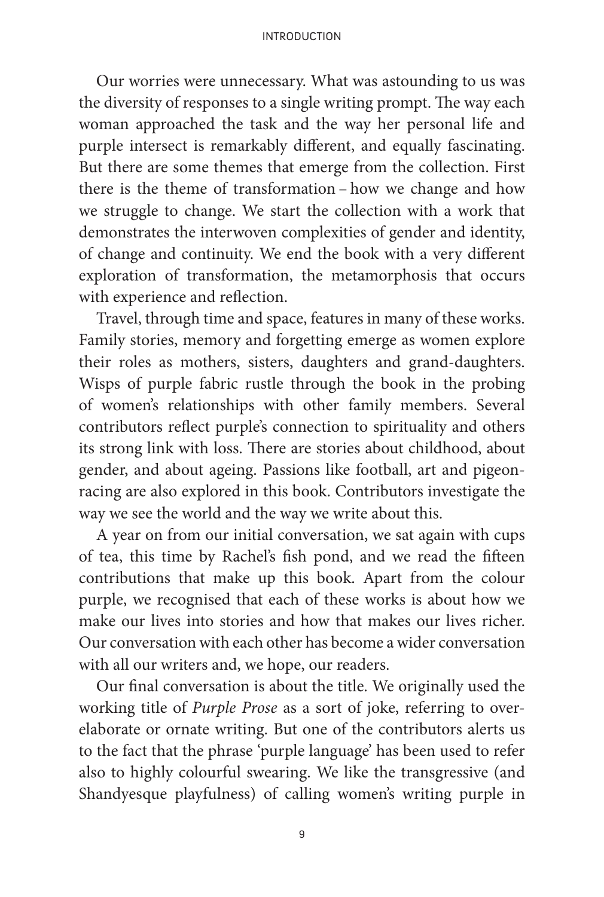Our worries were unnecessary. What was astounding to us was the diversity of responses to a single writing prompt. The way each woman approached the task and the way her personal life and purple intersect is remarkably different, and equally fascinating. But there are some themes that emerge from the collection. First there is the theme of transformation – how we change and how we struggle to change. We start the collection with a work that demonstrates the interwoven complexities of gender and identity, of change and continuity. We end the book with a very different exploration of transformation, the metamorphosis that occurs with experience and reflection.

Travel, through time and space, features in many of these works. Family stories, memory and forgetting emerge as women explore their roles as mothers, sisters, daughters and grand-daughters. Wisps of purple fabric rustle through the book in the probing of women's relationships with other family members. Several contributors reflect purple's connection to spirituality and others its strong link with loss. There are stories about childhood, about gender, and about ageing. Passions like football, art and pigeon-racing are also explored in this book. Contributors investigate the way we see the world and the way we write about this.

A year on from our initial conversation, we sat again with cups of tea, this time by Rachel's fish pond, and we read the fifteen contributions that make up this book. Apart from the colour purple, we recognised that each of these works is about how we make our lives into stories and how that makes our lives richer. Our conversation with each other has become a wider conversation with all our writers and, we hope, our readers.

Our final conversation is about the title. We originally used the working title of *Purple Prose* as a sort of joke, referring to over-elaborate or ornate writing. But one of the contributors alerts us to the fact that the phrase 'purple language' has been used to refer also to highly colourful swearing. We like the transgressive (and Shandyesque playfulness) of calling women's writing purple in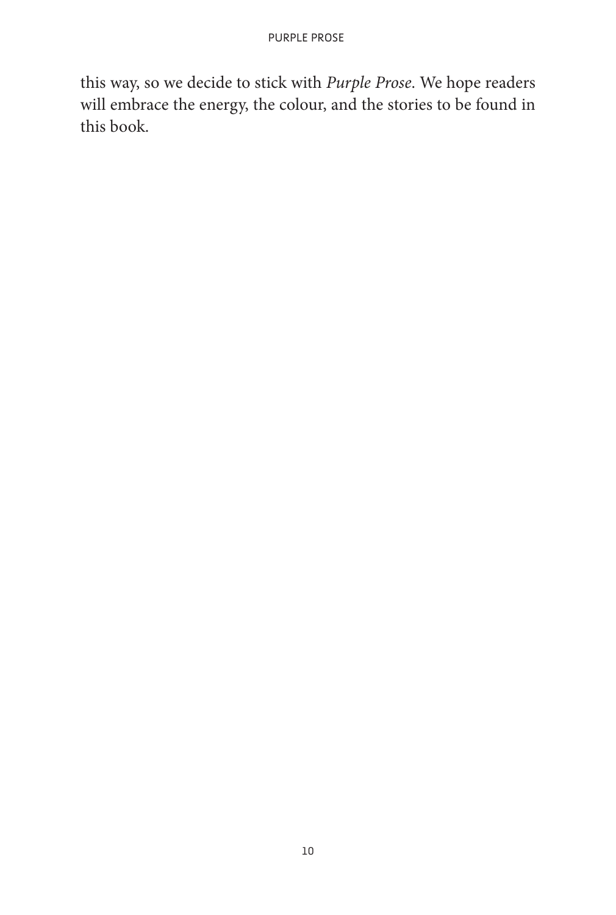this way, so we decide to stick with *Purple Prose*. We hope readers will embrace the energy, the colour, and the stories to be found in this book.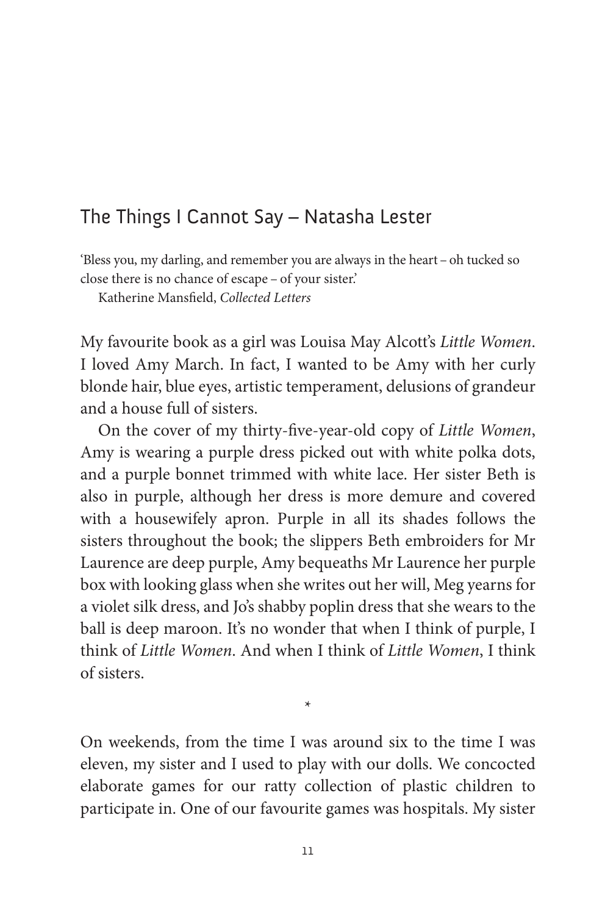## The Things I Cannot Say – Natasha Lester

'Bless you, my darling, and remember you are always in the heart – oh tucked so close there is no chance of escape – of your sister.'
Katherine Mansfield, *Collected Letters*

My favourite book as a girl was Louisa May Alcott's *Little Women*. I loved Amy March. In fact, I wanted to be Amy with her curly blonde hair, blue eyes, artistic temperament, delusions of grandeur and a house full of sisters.

On the cover of my thirty-five-year-old copy of *Little Women*, Amy is wearing a purple dress picked out with white polka dots, and a purple bonnet trimmed with white lace. Her sister Beth is also in purple, although her dress is more demure and covered with a housewifely apron. Purple in all its shades follows the sisters throughout the book; the slippers Beth embroiders for Mr Laurence are deep purple, Amy bequeaths Mr Laurence her purple box with looking glass when she writes out her will, Meg yearns for a violet silk dress, and Jo's shabby poplin dress that she wears to the ball is deep maroon. It's no wonder that when I think of purple, I think of *Little Women*. And when I think of *Little Women*, I think of sisters.

*

On weekends, from the time I was around six to the time I was eleven, my sister and I used to play with our dolls. We concocted elaborate games for our ratty collection of plastic children to participate in. One of our favourite games was hospitals. My sister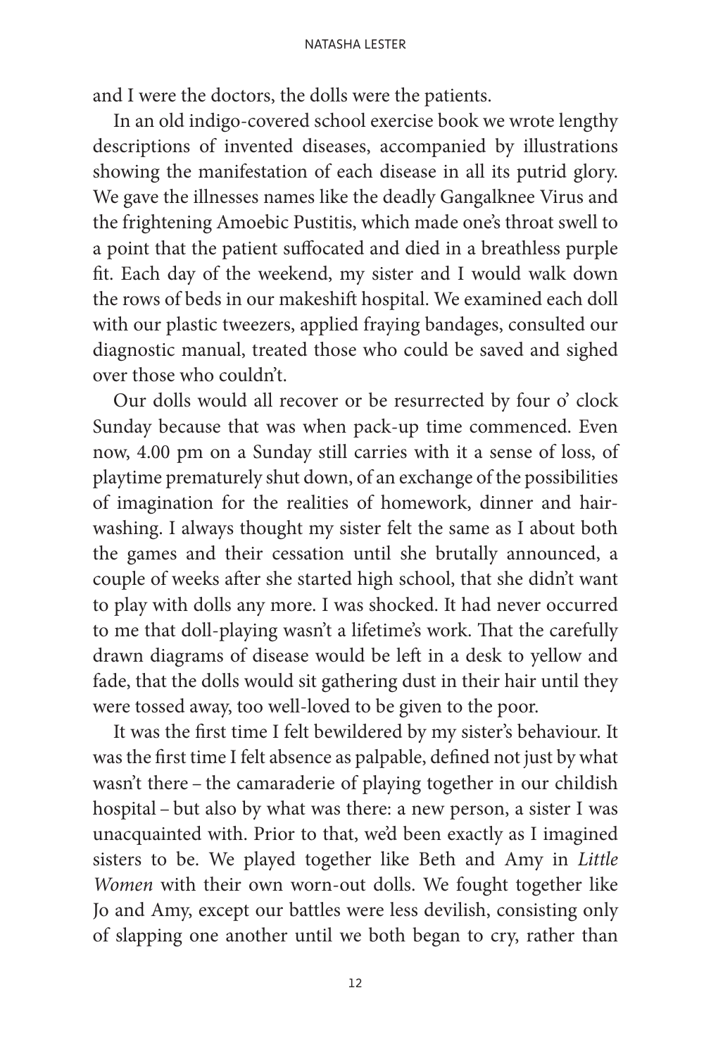and I were the doctors, the dolls were the patients.

In an old indigo-covered school exercise book we wrote lengthy descriptions of invented diseases, accompanied by illustrations showing the manifestation of each disease in all its putrid glory. We gave the illnesses names like the deadly Gangalknee Virus and the frightening Amoebic Pustitis, which made one's throat swell to a point that the patient suffocated and died in a breathless purple fit. Each day of the weekend, my sister and I would walk down the rows of beds in our makeshift hospital. We examined each doll with our plastic tweezers, applied fraying bandages, consulted our diagnostic manual, treated those who could be saved and sighed over those who couldn't.

Our dolls would all recover or be resurrected by four o' clock Sunday because that was when pack-up time commenced. Even now, 4.00 pm on a Sunday still carries with it a sense of loss, of playtime prematurely shut down, of an exchange of the possibilities of imagination for the realities of homework, dinner and hair-washing. I always thought my sister felt the same as I about both the games and their cessation until she brutally announced, a couple of weeks after she started high school, that she didn't want to play with dolls any more. I was shocked. It had never occurred to me that doll-playing wasn't a lifetime's work. That the carefully drawn diagrams of disease would be left in a desk to yellow and fade, that the dolls would sit gathering dust in their hair until they were tossed away, too well-loved to be given to the poor.

It was the first time I felt bewildered by my sister's behaviour. It was the first time I felt absence as palpable, defined not just by what wasn't there – the camaraderie of playing together in our childish hospital – but also by what was there: a new person, a sister I was unacquainted with. Prior to that, we'd been exactly as I imagined sisters to be. We played together like Beth and Amy in *Little Women* with their own worn-out dolls. We fought together like Jo and Amy, except our battles were less devilish, consisting only of slapping one another until we both began to cry, rather than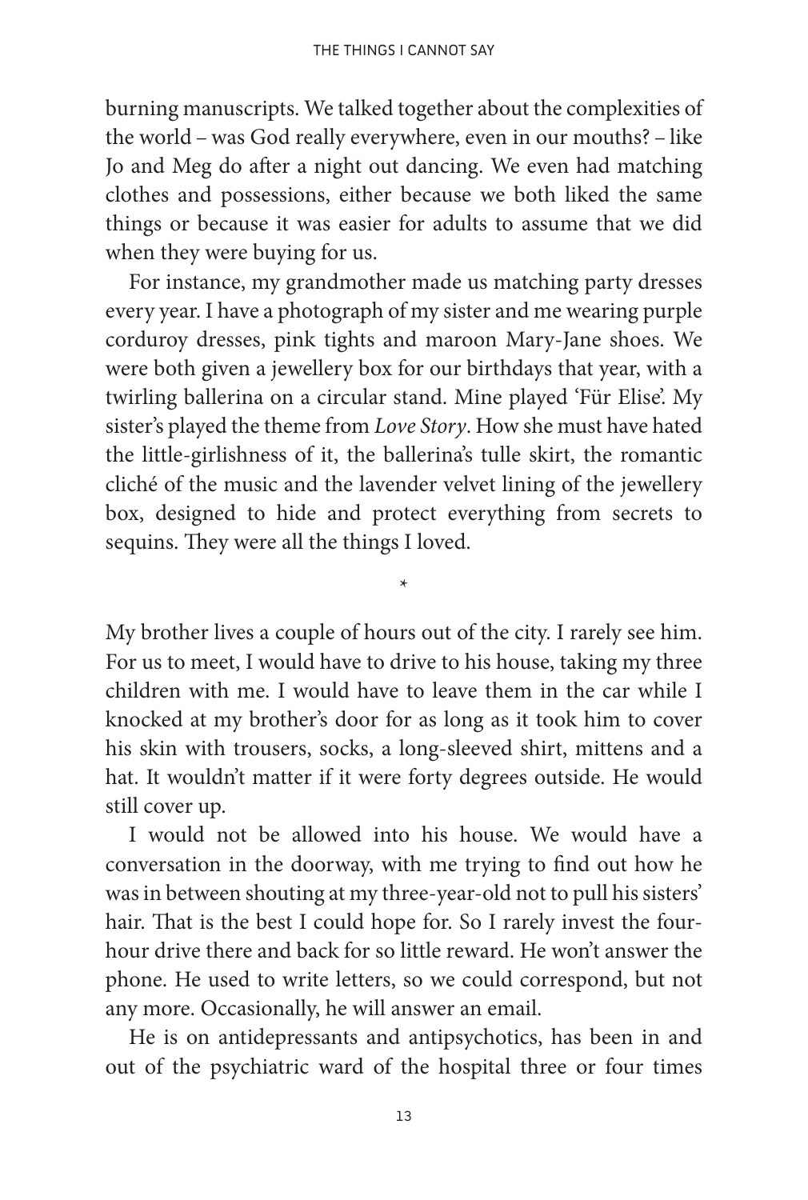burning manuscripts. We talked together about the complexities of the world – was God really everywhere, even in our mouths? – like Jo and Meg do after a night out dancing. We even had matching clothes and possessions, either because we both liked the same things or because it was easier for adults to assume that we did when they were buying for us.

For instance, my grandmother made us matching party dresses every year. I have a photograph of my sister and me wearing purple corduroy dresses, pink tights and maroon Mary-Jane shoes. We were both given a jewellery box for our birthdays that year, with a twirling ballerina on a circular stand. Mine played 'Für Elise'. My sister's played the theme from *Love Story*. How she must have hated the little-girlishness of it, the ballerina's tulle skirt, the romantic cliché of the music and the lavender velvet lining of the jewellery box, designed to hide and protect everything from secrets to sequins. They were all the things I loved.

*

My brother lives a couple of hours out of the city. I rarely see him. For us to meet, I would have to drive to his house, taking my three children with me. I would have to leave them in the car while I knocked at my brother's door for as long as it took him to cover his skin with trousers, socks, a long-sleeved shirt, mittens and a hat. It wouldn't matter if it were forty degrees outside. He would still cover up.

I would not be allowed into his house. We would have a conversation in the doorway, with me trying to find out how he was in between shouting at my three-year-old not to pull his sisters' hair. That is the best I could hope for. So I rarely invest the four-hour drive there and back for so little reward. He won't answer the phone. He used to write letters, so we could correspond, but not any more. Occasionally, he will answer an email.

He is on antidepressants and antipsychotics, has been in and out of the psychiatric ward of the hospital three or four times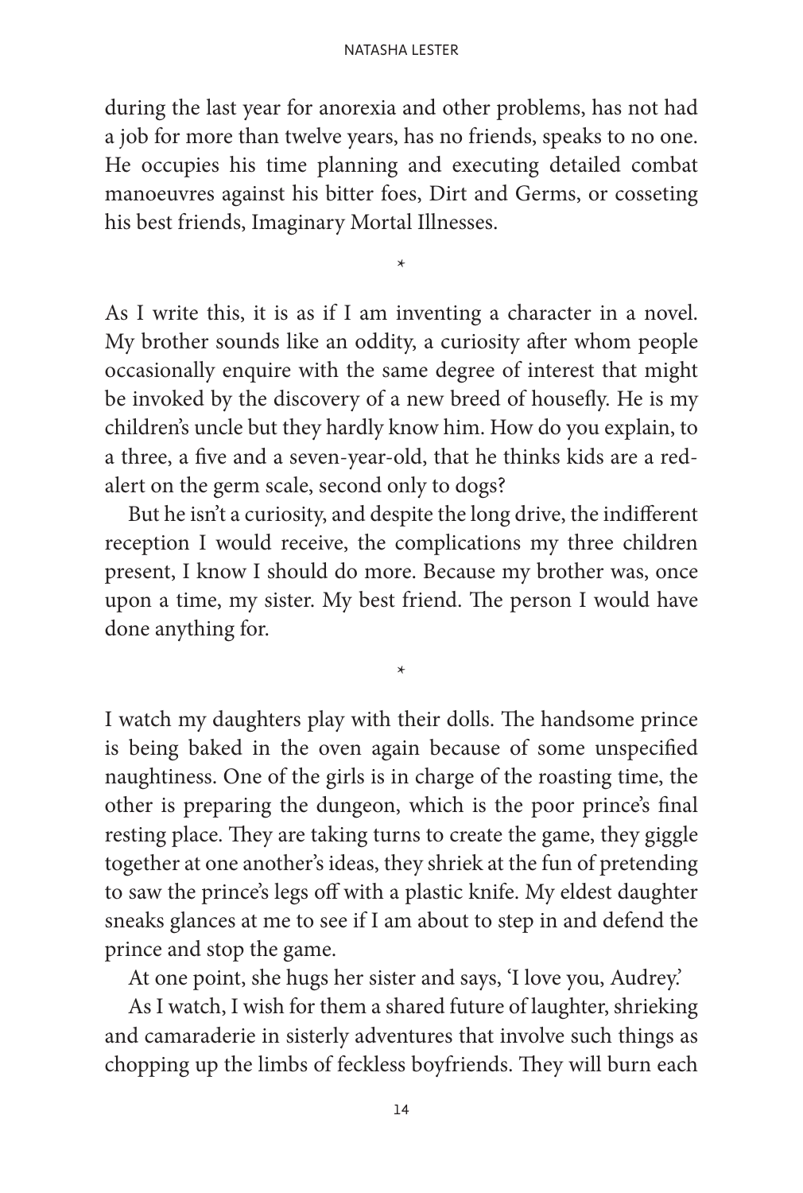during the last year for anorexia and other problems, has not had a job for more than twelve years, has no friends, speaks to no one. He occupies his time planning and executing detailed combat manoeuvres against his bitter foes, Dirt and Germs, or cosseting his best friends, Imaginary Mortal Illnesses.

*

As I write this, it is as if I am inventing a character in a novel. My brother sounds like an oddity, a curiosity after whom people occasionally enquire with the same degree of interest that might be invoked by the discovery of a new breed of housefly. He is my children's uncle but they hardly know him. How do you explain, to a three, a five and a seven-year-old, that he thinks kids are a red-alert on the germ scale, second only to dogs?

But he isn't a curiosity, and despite the long drive, the indifferent reception I would receive, the complications my three children present, I know I should do more. Because my brother was, once upon a time, my sister. My best friend. The person I would have done anything for.

*

I watch my daughters play with their dolls. The handsome prince is being baked in the oven again because of some unspecified naughtiness. One of the girls is in charge of the roasting time, the other is preparing the dungeon, which is the poor prince's final resting place. They are taking turns to create the game, they giggle together at one another's ideas, they shriek at the fun of pretending to saw the prince's legs off with a plastic knife. My eldest daughter sneaks glances at me to see if I am about to step in and defend the prince and stop the game.

At one point, she hugs her sister and says, 'I love you, Audrey.'

As I watch, I wish for them a shared future of laughter, shrieking and camaraderie in sisterly adventures that involve such things as chopping up the limbs of feckless boyfriends. They will burn each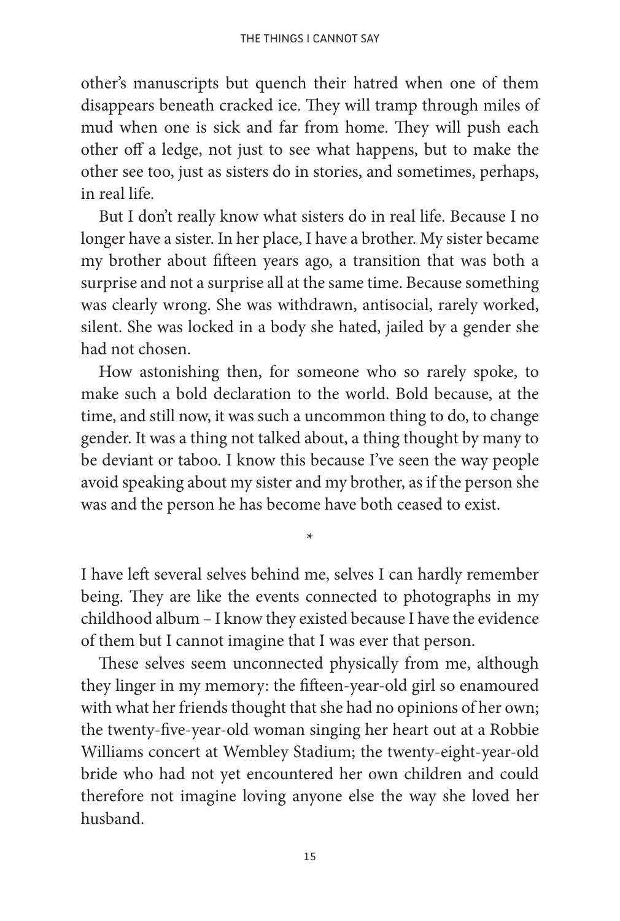other's manuscripts but quench their hatred when one of them disappears beneath cracked ice. They will tramp through miles of mud when one is sick and far from home. They will push each other off a ledge, not just to see what happens, but to make the other see too, just as sisters do in stories, and sometimes, perhaps, in real life.

But I don't really know what sisters do in real life. Because I no longer have a sister. In her place, I have a brother. My sister became my brother about fifteen years ago, a transition that was both a surprise and not a surprise all at the same time. Because something was clearly wrong. She was withdrawn, antisocial, rarely worked, silent. She was locked in a body she hated, jailed by a gender she had not chosen.

How astonishing then, for someone who so rarely spoke, to make such a bold declaration to the world. Bold because, at the time, and still now, it was such a uncommon thing to do, to change gender. It was a thing not talked about, a thing thought by many to be deviant or taboo. I know this because I've seen the way people avoid speaking about my sister and my brother, as if the person she was and the person he has become have both ceased to exist.

*

I have left several selves behind me, selves I can hardly remember being. They are like the events connected to photographs in my childhood album – I know they existed because I have the evidence of them but I cannot imagine that I was ever that person.

These selves seem unconnected physically from me, although they linger in my memory: the fifteen-year-old girl so enamoured with what her friends thought that she had no opinions of her own; the twenty-five-year-old woman singing her heart out at a Robbie Williams concert at Wembley Stadium; the twenty-eight-year-old bride who had not yet encountered her own children and could therefore not imagine loving anyone else the way she loved her husband.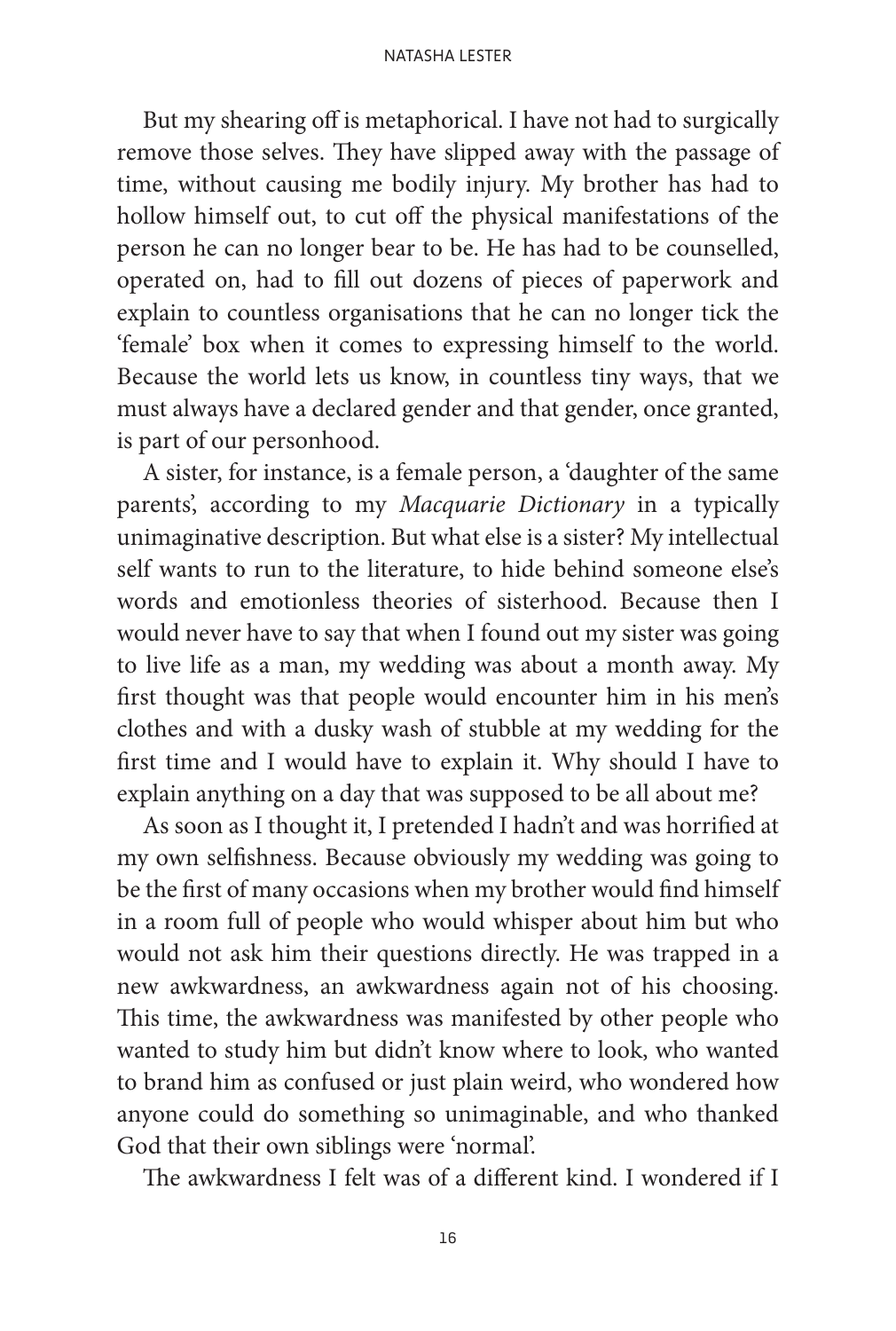But my shearing off is metaphorical. I have not had to surgically remove those selves. They have slipped away with the passage of time, without causing me bodily injury. My brother has had to hollow himself out, to cut off the physical manifestations of the person he can no longer bear to be. He has had to be counselled, operated on, had to fill out dozens of pieces of paperwork and explain to countless organisations that he can no longer tick the 'female' box when it comes to expressing himself to the world. Because the world lets us know, in countless tiny ways, that we must always have a declared gender and that gender, once granted, is part of our personhood.

A sister, for instance, is a female person, a 'daughter of the same parents', according to my *Macquarie Dictionary* in a typically unimaginative description. But what else is a sister? My intellectual self wants to run to the literature, to hide behind someone else's words and emotionless theories of sisterhood. Because then I would never have to say that when I found out my sister was going to live life as a man, my wedding was about a month away. My first thought was that people would encounter him in his men's clothes and with a dusky wash of stubble at my wedding for the first time and I would have to explain it. Why should I have to explain anything on a day that was supposed to be all about me?

As soon as I thought it, I pretended I hadn't and was horrified at my own selfishness. Because obviously my wedding was going to be the first of many occasions when my brother would find himself in a room full of people who would whisper about him but who would not ask him their questions directly. He was trapped in a new awkwardness, an awkwardness again not of his choosing. This time, the awkwardness was manifested by other people who wanted to study him but didn't know where to look, who wanted to brand him as confused or just plain weird, who wondered how anyone could do something so unimaginable, and who thanked God that their own siblings were 'normal'.

The awkwardness I felt was of a different kind. I wondered if I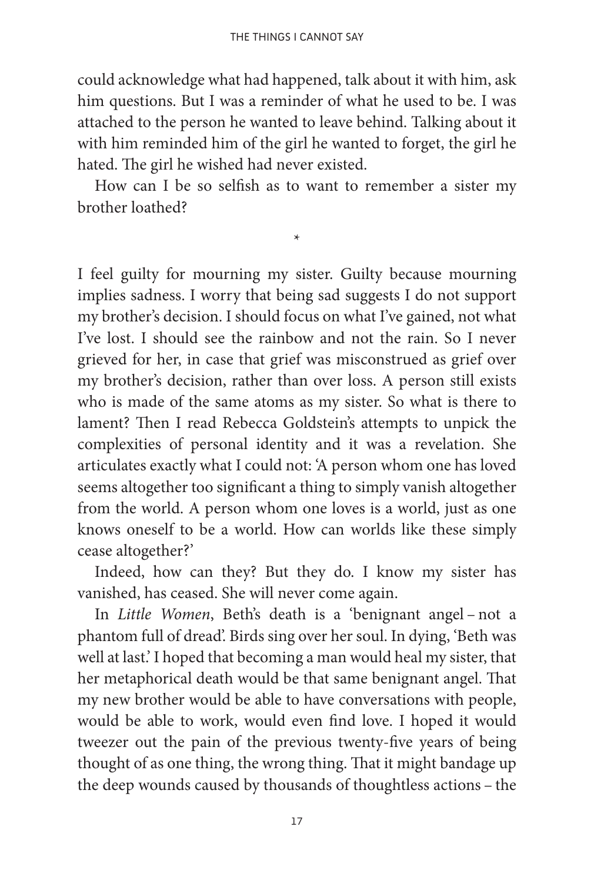could acknowledge what had happened, talk about it with him, ask him questions. But I was a reminder of what he used to be. I was attached to the person he wanted to leave behind. Talking about it with him reminded him of the girl he wanted to forget, the girl he hated. The girl he wished had never existed.

How can I be so selfish as to want to remember a sister my brother loathed?

*

I feel guilty for mourning my sister. Guilty because mourning implies sadness. I worry that being sad suggests I do not support my brother's decision. I should focus on what I've gained, not what I've lost. I should see the rainbow and not the rain. So I never grieved for her, in case that grief was misconstrued as grief over my brother's decision, rather than over loss. A person still exists who is made of the same atoms as my sister. So what is there to lament? Then I read Rebecca Goldstein's attempts to unpick the complexities of personal identity and it was a revelation. She articulates exactly what I could not: 'A person whom one has loved seems altogether too significant a thing to simply vanish altogether from the world. A person whom one loves is a world, just as one knows oneself to be a world. How can worlds like these simply cease altogether?'

Indeed, how can they? But they do. I know my sister has vanished, has ceased. She will never come again.

In *Little Women*, Beth's death is a 'benignant angel – not a phantom full of dread'. Birds sing over her soul. In dying, 'Beth was well at last.' I hoped that becoming a man would heal my sister, that her metaphorical death would be that same benignant angel. That my new brother would be able to have conversations with people, would be able to work, would even find love. I hoped it would tweezer out the pain of the previous twenty-five years of being thought of as one thing, the wrong thing. That it might bandage up the deep wounds caused by thousands of thoughtless actions – the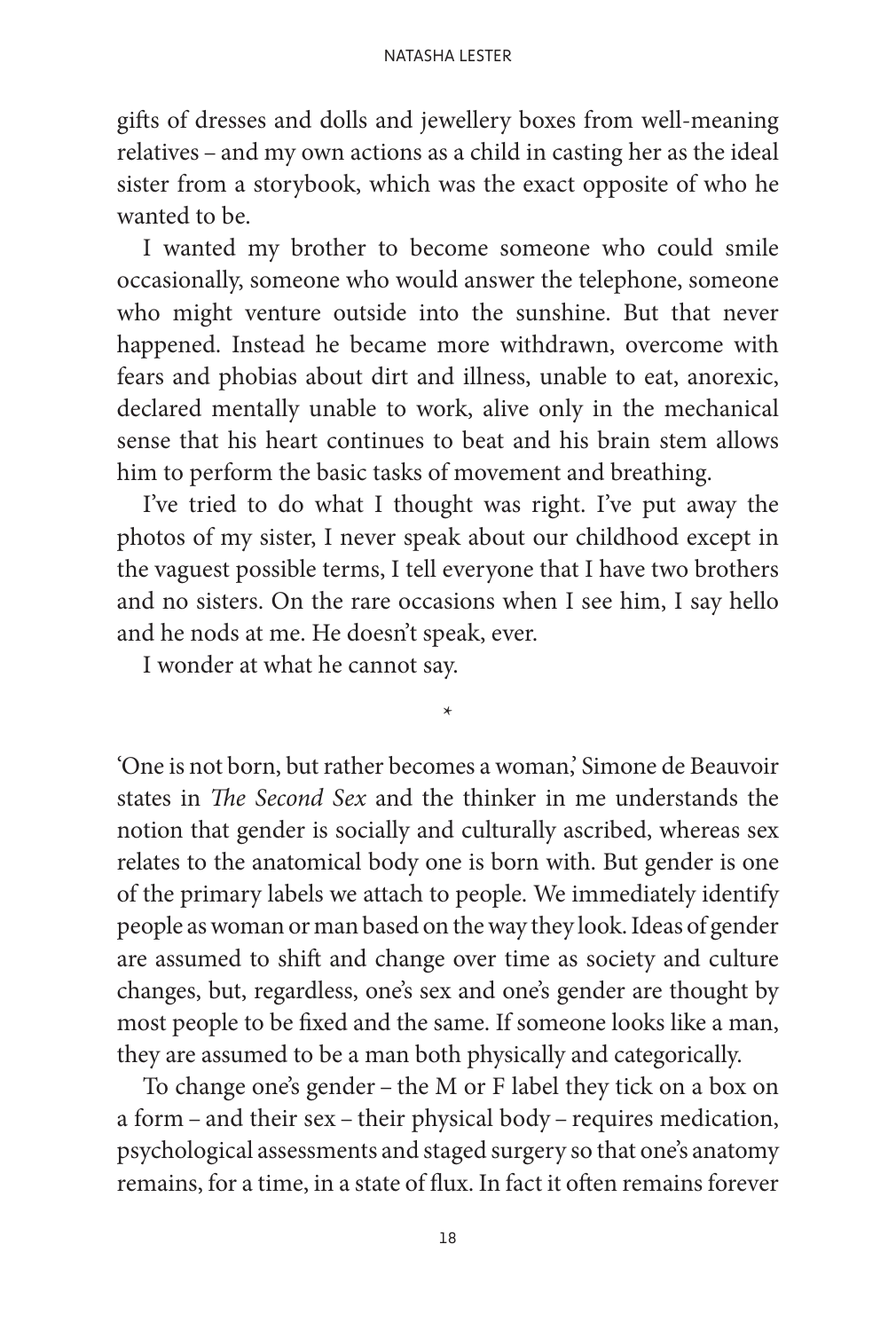gifts of dresses and dolls and jewellery boxes from well-meaning relatives – and my own actions as a child in casting her as the ideal sister from a storybook, which was the exact opposite of who he wanted to be.

I wanted my brother to become someone who could smile occasionally, someone who would answer the telephone, someone who might venture outside into the sunshine. But that never happened. Instead he became more withdrawn, overcome with fears and phobias about dirt and illness, unable to eat, anorexic, declared mentally unable to work, alive only in the mechanical sense that his heart continues to beat and his brain stem allows him to perform the basic tasks of movement and breathing.

I've tried to do what I thought was right. I've put away the photos of my sister, I never speak about our childhood except in the vaguest possible terms, I tell everyone that I have two brothers and no sisters. On the rare occasions when I see him, I say hello and he nods at me. He doesn't speak, ever.

I wonder at what he cannot say.

*

'One is not born, but rather becomes a woman,' Simone de Beauvoir states in *The Second Sex* and the thinker in me understands the notion that gender is socially and culturally ascribed, whereas sex relates to the anatomical body one is born with. But gender is one of the primary labels we attach to people. We immediately identify people as woman or man based on the way they look. Ideas of gender are assumed to shift and change over time as society and culture changes, but, regardless, one's sex and one's gender are thought by most people to be fixed and the same. If someone looks like a man, they are assumed to be a man both physically and categorically.

To change one's gender – the M or F label they tick on a box on a form – and their sex – their physical body – requires medication, psychological assessments and staged surgery so that one's anatomy remains, for a time, in a state of flux. In fact it often remains forever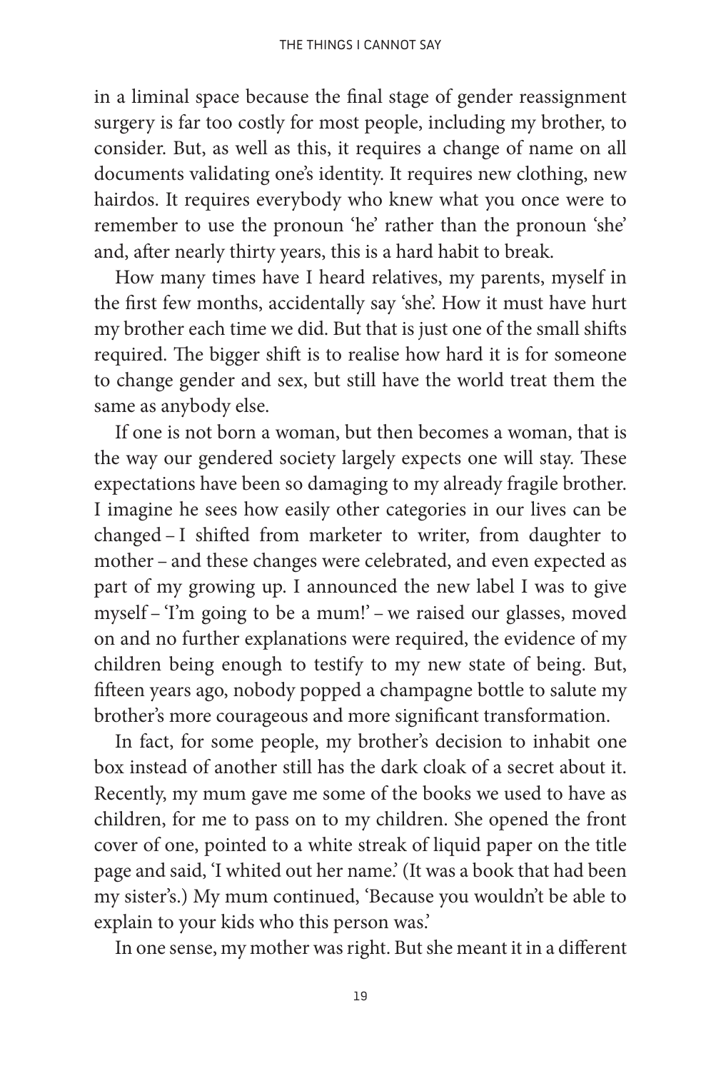in a liminal space because the final stage of gender reassignment surgery is far too costly for most people, including my brother, to consider. But, as well as this, it requires a change of name on all documents validating one's identity. It requires new clothing, new hairdos. It requires everybody who knew what you once were to remember to use the pronoun 'he' rather than the pronoun 'she' and, after nearly thirty years, this is a hard habit to break.

How many times have I heard relatives, my parents, myself in the first few months, accidentally say 'she'. How it must have hurt my brother each time we did. But that is just one of the small shifts required. The bigger shift is to realise how hard it is for someone to change gender and sex, but still have the world treat them the same as anybody else.

If one is not born a woman, but then becomes a woman, that is the way our gendered society largely expects one will stay. These expectations have been so damaging to my already fragile brother. I imagine he sees how easily other categories in our lives can be changed – I shifted from marketer to writer, from daughter to mother – and these changes were celebrated, and even expected as part of my growing up. I announced the new label I was to give myself – 'I'm going to be a mum!' – we raised our glasses, moved on and no further explanations were required, the evidence of my children being enough to testify to my new state of being. But, fifteen years ago, nobody popped a champagne bottle to salute my brother's more courageous and more significant transformation.

In fact, for some people, my brother's decision to inhabit one box instead of another still has the dark cloak of a secret about it. Recently, my mum gave me some of the books we used to have as children, for me to pass on to my children. She opened the front cover of one, pointed to a white streak of liquid paper on the title page and said, 'I whited out her name.' (It was a book that had been my sister's.) My mum continued, 'Because you wouldn't be able to explain to your kids who this person was.'

In one sense, my mother was right. But she meant it in a different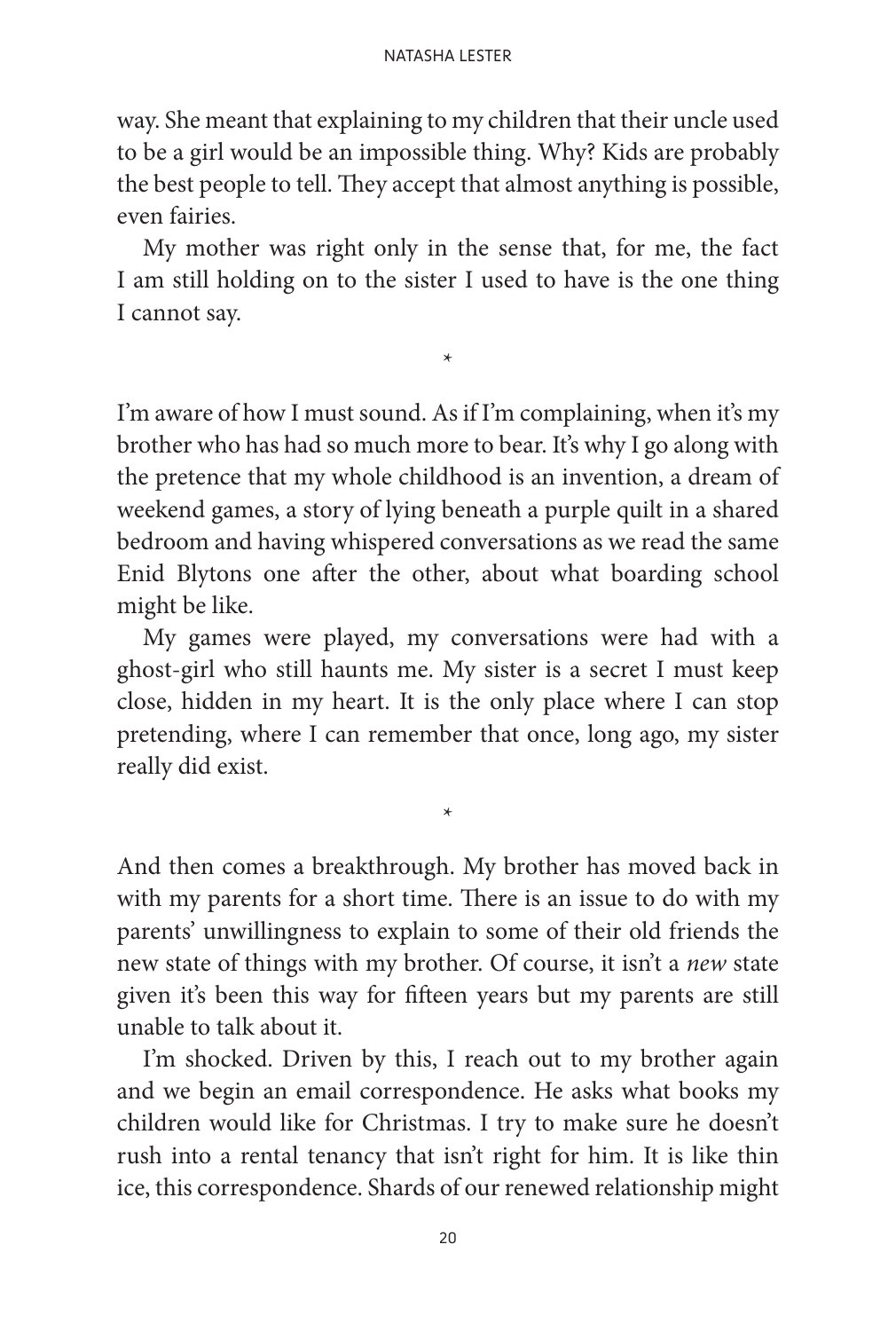way. She meant that explaining to my children that their uncle used to be a girl would be an impossible thing. Why? Kids are probably the best people to tell. They accept that almost anything is possible, even fairies.

My mother was right only in the sense that, for me, the fact I am still holding on to the sister I used to have is the one thing I cannot say.

*

I'm aware of how I must sound. As if I'm complaining, when it's my brother who has had so much more to bear. It's why I go along with the pretence that my whole childhood is an invention, a dream of weekend games, a story of lying beneath a purple quilt in a shared bedroom and having whispered conversations as we read the same Enid Blytons one after the other, about what boarding school might be like.

My games were played, my conversations were had with a ghost-girl who still haunts me. My sister is a secret I must keep close, hidden in my heart. It is the only place where I can stop pretending, where I can remember that once, long ago, my sister really did exist.

*

And then comes a breakthrough. My brother has moved back in with my parents for a short time. There is an issue to do with my parents' unwillingness to explain to some of their old friends the new state of things with my brother. Of course, it isn't a *new* state given it's been this way for fifteen years but my parents are still unable to talk about it.

I'm shocked. Driven by this, I reach out to my brother again and we begin an email correspondence. He asks what books my children would like for Christmas. I try to make sure he doesn't rush into a rental tenancy that isn't right for him. It is like thin ice, this correspondence. Shards of our renewed relationship might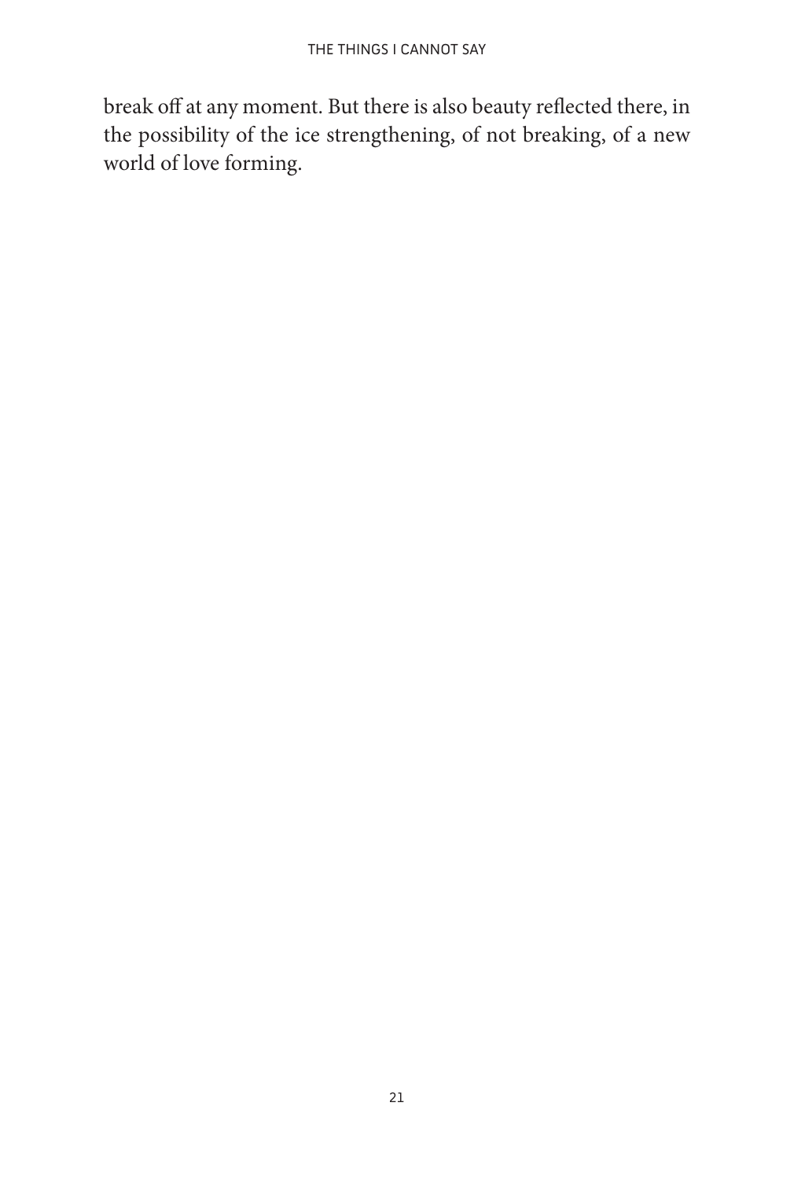break off at any moment. But there is also beauty reflected there, in the possibility of the ice strengthening, of not breaking, of a new world of love forming.